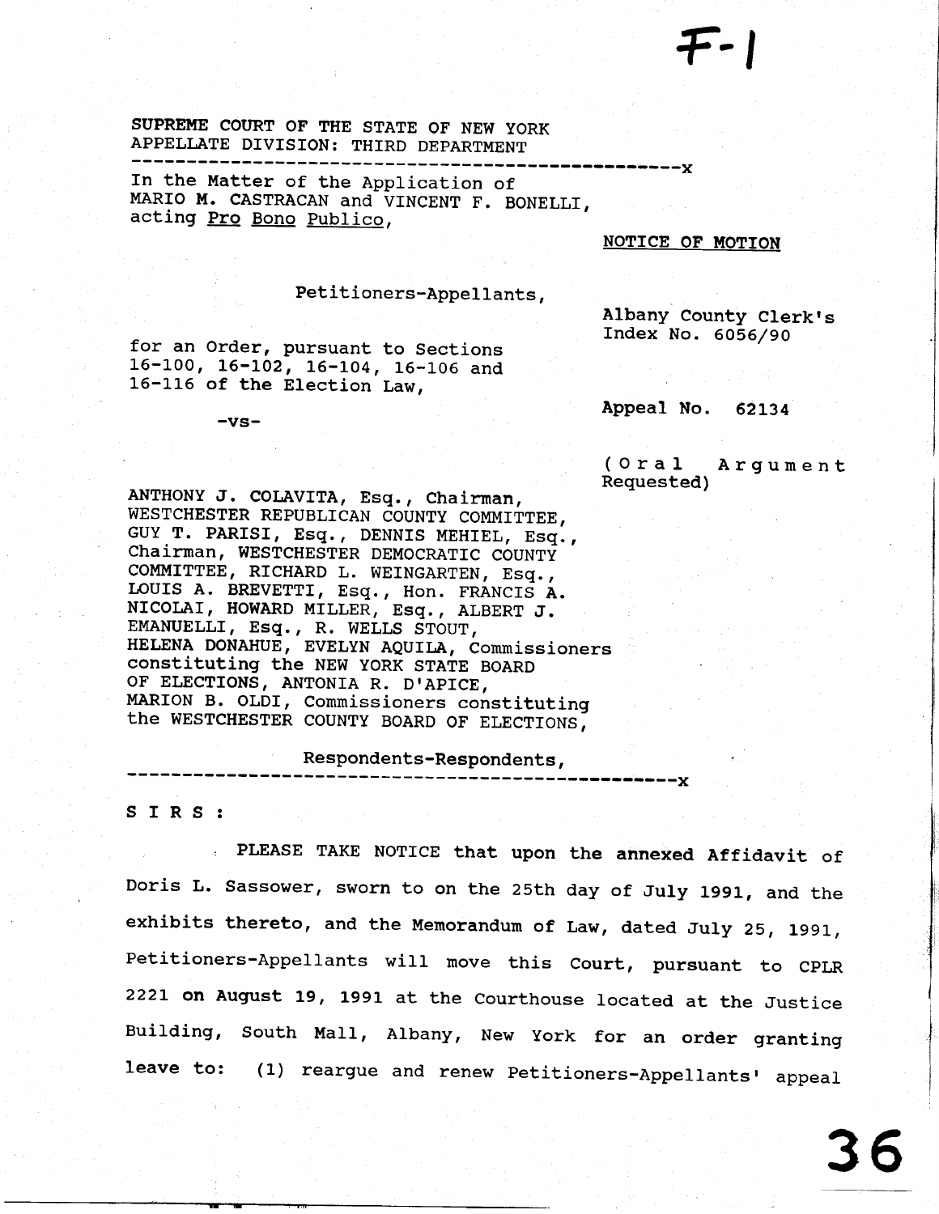F-1

SUPREME COURT OF THE STATE OF NEW YORK
APPELLATE DIVISION: THIRD DEPARTMENT

---

In the Matter of the Application of
MARIO M. CASTRACAN and VINCENT F. BONELLI,
acting Pro Bono Publico,

**NOTICE OF MOTION**

Petitioners-Appellants,

Albany County Clerk's Index No. 6056/90

for an Order, pursuant to Sections 16-100, 16-102, 16-104, 16-106 and 16-116 of the Election Law,

Appeal No. 62134

-vs-

(Oral Argument Requested)

ANTHONY J. COLAVITA, Esq., Chairman, WESTCHESTER REPUBLICAN COUNTY COMMITTEE, GUY T. PARISI, Esq., DENNIS MEHIEL, Esq., Chairman, WESTCHESTER DEMOCRATIC COUNTY COMMITTEE, RICHARD L. WEINGARTEN, Esq., LOUIS A. BREVETTI, Esq., Hon. FRANCIS A. NICOLAI, HOWARD MILLER, Esq., ALBERT J. EMANUELLI, Esq., R. WELLS STOUT, HELENA DONAHUE, EVELYN AQUILA, Commissioners constituting the NEW YORK STATE BOARD OF ELECTIONS, ANTONIA R. D'APICE, MARION B. OLDI, Commissioners constituting the WESTCHESTER COUNTY BOARD OF ELECTIONS,

Respondents-Respondents,

---

S I R S :

PLEASE TAKE NOTICE that upon the annexed Affidavit of Doris L. Sassower, sworn to on the 25th day of July 1991, and the exhibits thereto, and the Memorandum of Law, dated July 25, 1991, Petitioners-Appellants will move this Court, pursuant to CPLR 2221 on August 19, 1991 at the Courthouse located at the Justice Building, South Mall, Albany, New York for an order granting leave to: (1) reargue and renew Petitioners-Appellants' appeal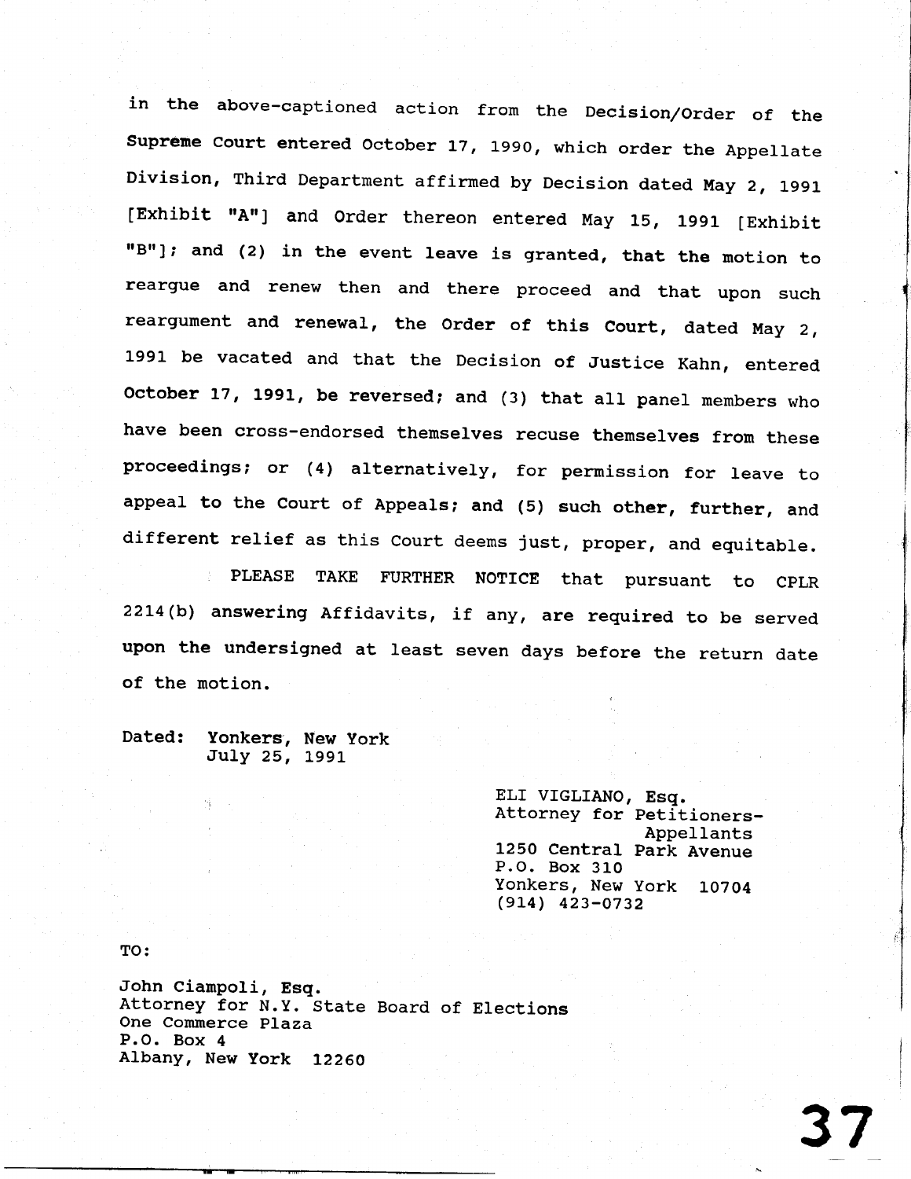in the above-captioned action from the Decision/Order of the Supreme Court entered October 17, 1990, which order the Appellate Division, Third Department affirmed by Decision dated May 2, 1991 [Exhibit "A"] and Order thereon entered May 15, 1991 [Exhibit "B"]; and (2) in the event leave is granted, that the motion to reargue and renew then and there proceed and that upon such reargument and renewal, the Order of this Court, dated May 2, 1991 be vacated and that the Decision of Justice Kahn, entered October 17, 1991, be reversed; and (3) that all panel members who have been cross-endorsed themselves recuse themselves from these proceedings; or (4) alternatively, for permission for leave to appeal to the Court of Appeals; and (5) such other, further, and different relief as this Court deems just, proper, and equitable.

PLEASE TAKE FURTHER NOTICE that pursuant to CPLR 2214(b) answering Affidavits, if any, are required to be served upon the undersigned at least seven days before the return date of the motion.

Dated: Yonkers, New York
July 25, 1991

ELI VIGLIANO, Esq.
Attorney for Petitioners-Appellants
1250 Central Park Avenue
P.O. Box 310
Yonkers, New York 10704
(914) 423-0732

TO:

John Ciampoli, Esq.
Attorney for N.Y. State Board of Elections
One Commerce Plaza
P.O. Box 4
Albany, New York 12260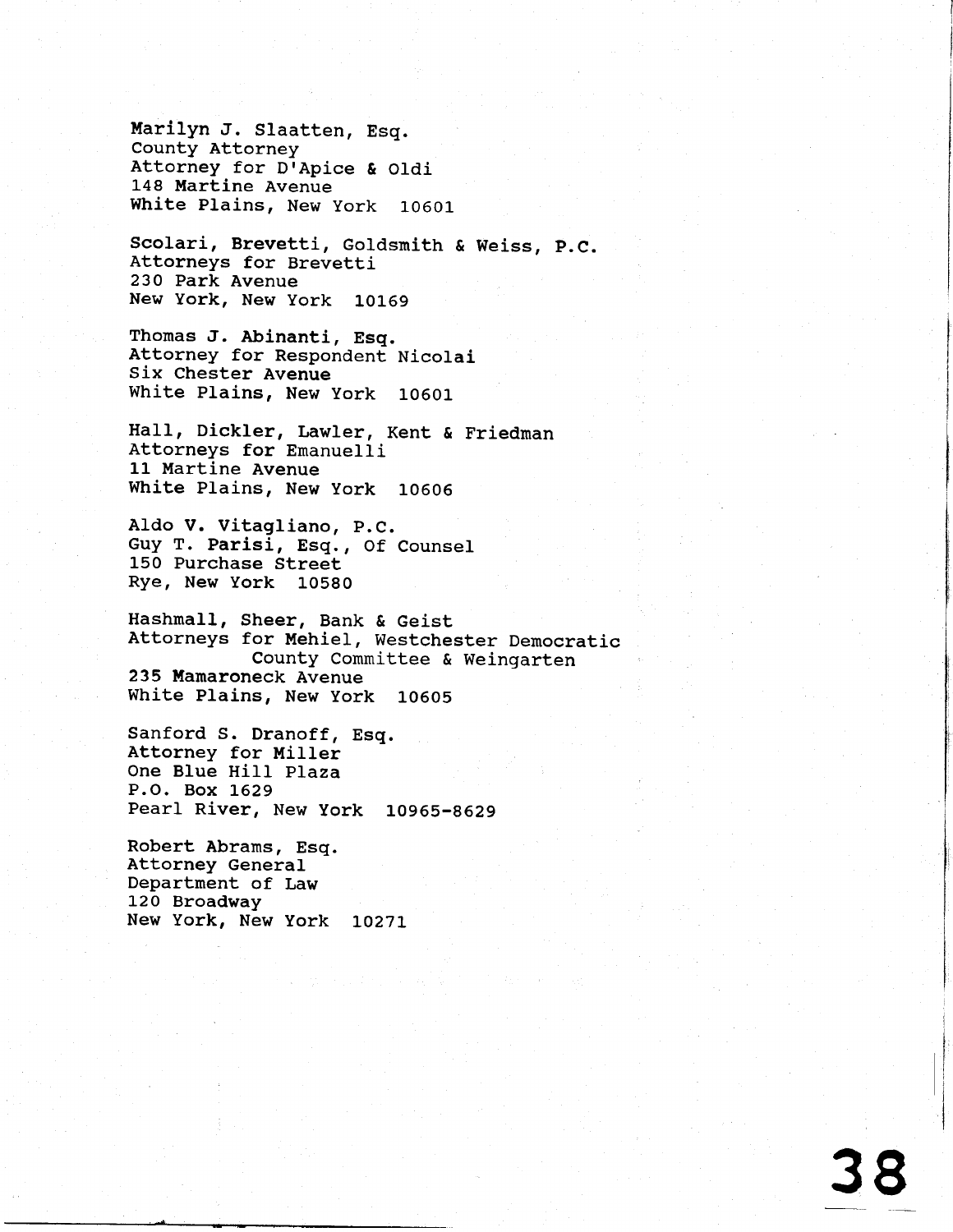Marilyn J. Slaatten, Esq.
County Attorney
Attorney for D'Apice & Oldi
148 Martine Avenue
White Plains, New York 10601

Scolari, Brevetti, Goldsmith & Weiss, P.C.
Attorneys for Brevetti
230 Park Avenue
New York, New York 10169

Thomas J. Abinanti, Esq.
Attorney for Respondent Nicolai
Six Chester Avenue
White Plains, New York 10601

Hall, Dickler, Lawler, Kent & Friedman
Attorneys for Emanuelli
11 Martine Avenue
White Plains, New York 10606

Aldo V. Vitagliano, P.C.
Guy T. Parisi, Esq., Of Counsel
150 Purchase Street
Rye, New York 10580

Hashmall, Sheer, Bank & Geist
Attorneys for Mehiel, Westchester Democratic County Committee & Weingarten
235 Mamaroneck Avenue
White Plains, New York 10605

Sanford S. Dranoff, Esq.
Attorney for Miller
One Blue Hill Plaza
P.O. Box 1629
Pearl River, New York 10965-8629

Robert Abrams, Esq.
Attorney General
Department of Law
120 Broadway
New York, New York 10271